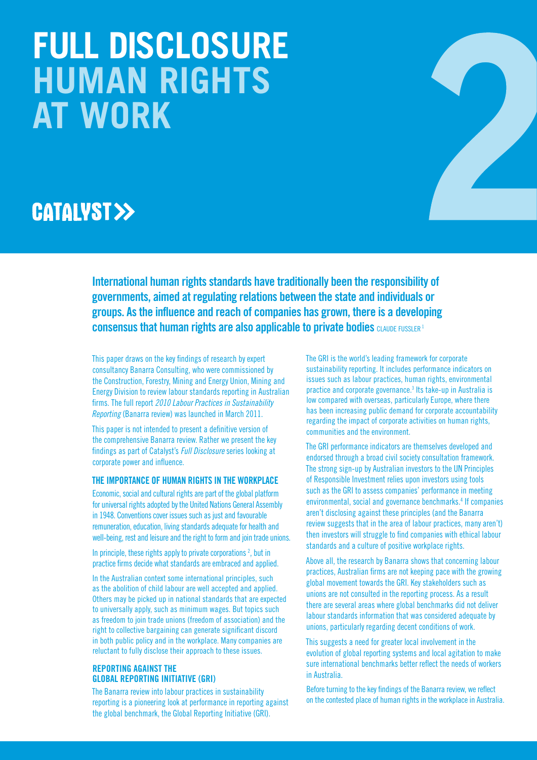# FULL DISCLOSURE HUMAN RIGHTS AT WORK

CATALYST

**International human rights standards have traditionally been the responsibility of governments, aimed at regulating relations between the state and individuals or groups. As the influence and reach of companies has grown, there is a developing consensus that human rights are also applicable to private bodies** CLAUDE FUSSLER[1]

This paper draws on the key findings of research by expert consultancy Banarra Consulting, who were commissioned by the Construction, Forestry, Mining and Energy Union, Mining and Energy Division to review labour standards reporting in Australian firms. The full report *2010 Labour Practices in Sustainability Reporting* (Banarra review) was launched in March 2011.

This paper is not intended to present a definitive version of the comprehensive Banarra review. Rather we present the key findings as part of Catalyst's *Full Disclosure* series looking at corporate power and influence.

## THE IMPORTANCE OF HUMAN RIGHTS IN THE WORKPLACE

Economic, social and cultural rights are part of the global platform for universal rights adopted by the United Nations General Assembly in 1948. Conventions cover issues such as just and favourable remuneration, education, living standards adequate for health and well-being, rest and leisure and the right to form and join trade unions.

In principle, these rights apply to private corporations [2], but in practice firms decide what standards are embraced and applied.

In the Australian context some international principles, such as the abolition of child labour are well accepted and applied. Others may be picked up in national standards that are expected to universally apply, such as minimum wages. But topics such as freedom to join trade unions (freedom of association) and the right to collective bargaining can generate significant discord in both public policy and in the workplace. Many companies are reluctant to fully disclose their approach to these issues.

## REPORTING AGAINST THE GLOBAL REPORTING INITIATIVE (GRI)

The Banarra review into labour practices in sustainability reporting is a pioneering look at performance in reporting against the global benchmark, the Global Reporting Initiative (GRI).

The GRI is the world's leading framework for corporate sustainability reporting. It includes performance indicators on issues such as labour practices, human rights, environmental practice and corporate governance.[3] Its take-up in Australia is low compared with overseas, particularly Europe, where there has been increasing public demand for corporate accountability regarding the impact of corporate activities on human rights, communities and the environment.

The GRI performance indicators are themselves developed and endorsed through a broad civil society consultation framework. The strong sign-up by Australian investors to the UN Principles of Responsible Investment relies upon investors using tools such as the GRI to assess companies' performance in meeting environmental, social and governance benchmarks.[4] If companies aren't disclosing against these principles (and the Banarra review suggests that in the area of labour practices, many aren't) then investors will struggle to find companies with ethical labour standards and a culture of positive workplace rights.

Above all, the research by Banarra shows that concerning labour practices, Australian firms are not keeping pace with the growing global movement towards the GRI. Key stakeholders such as unions are not consulted in the reporting process. As a result there are several areas where global benchmarks did not deliver labour standards information that was considered adequate by unions, particularly regarding decent conditions of work.

This suggests a need for greater local involvement in the evolution of global reporting systems and local agitation to make sure international benchmarks better reflect the needs of workers in Australia.

Before turning to the key findings of the Banarra review, we reflect on the contested place of human rights in the workplace in Australia.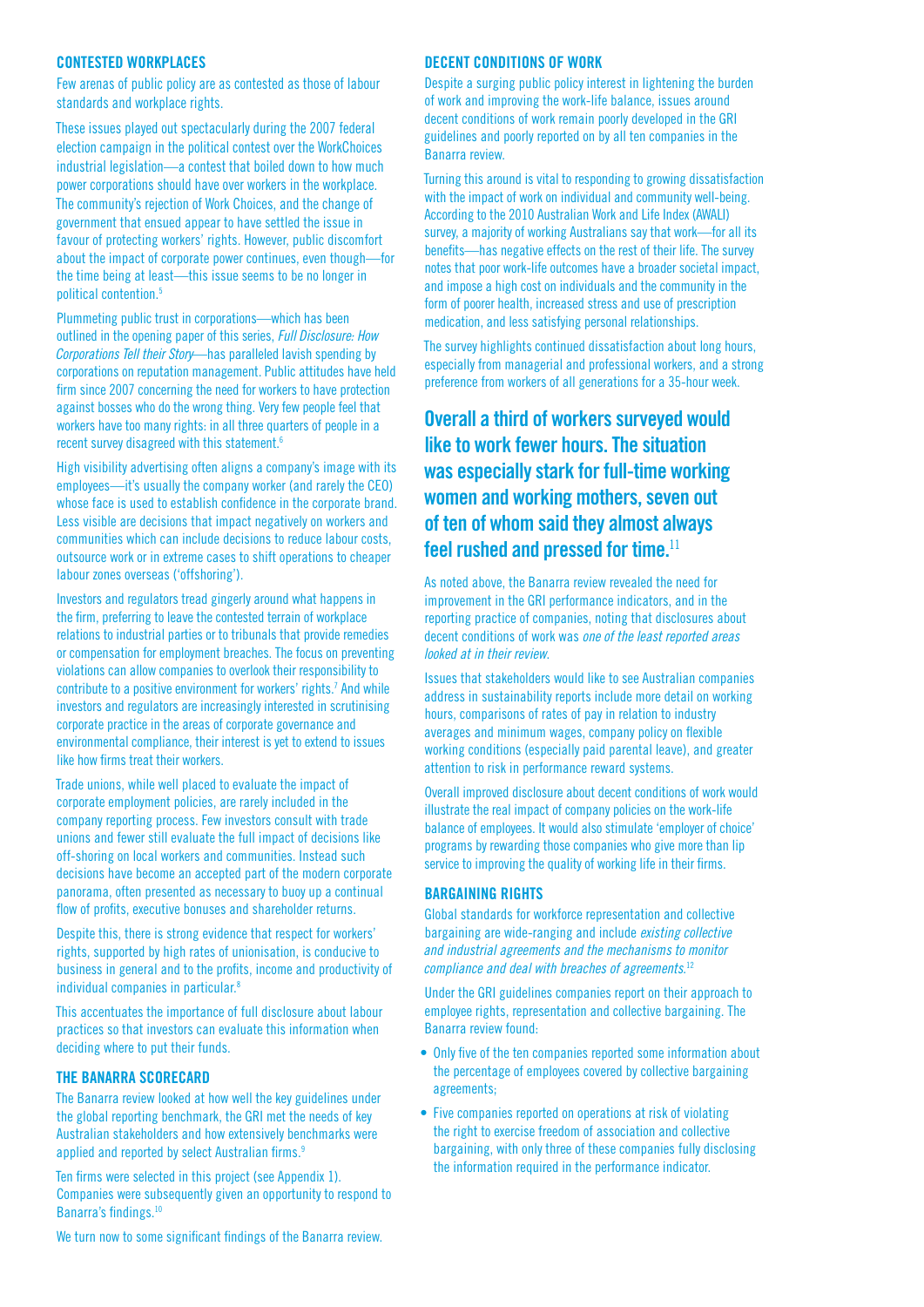## CONTESTED WORKPLACES

Few arenas of public policy are as contested as those of labour standards and workplace rights.

These issues played out spectacularly during the 2007 federal election campaign in the political contest over the WorkChoices industrial legislation—a contest that boiled down to how much power corporations should have over workers in the workplace. The community's rejection of Work Choices, and the change of government that ensued appear to have settled the issue in favour of protecting workers' rights. However, public discomfort about the impact of corporate power continues, even though—for the time being at least—this issue seems to be no longer in political contention.[5]

Plummeting public trust in corporations—which has been outlined in the opening paper of this series, *Full Disclosure: How Corporations Tell their Story*—has paralleled lavish spending by corporations on reputation management. Public attitudes have held firm since 2007 concerning the need for workers to have protection against bosses who do the wrong thing. Very few people feel that workers have too many rights: in all three quarters of people in a recent survey disagreed with this statement.[6]

High visibility advertising often aligns a company's image with its employees—it's usually the company worker (and rarely the CEO) whose face is used to establish confidence in the corporate brand. Less visible are decisions that impact negatively on workers and communities which can include decisions to reduce labour costs, outsource work or in extreme cases to shift operations to cheaper labour zones overseas ('offshoring').

Investors and regulators tread gingerly around what happens in the firm, preferring to leave the contested terrain of workplace relations to industrial parties or to tribunals that provide remedies or compensation for employment breaches. The focus on preventing violations can allow companies to overlook their responsibility to contribute to a positive environment for workers' rights.[7] And while investors and regulators are increasingly interested in scrutinising corporate practice in the areas of corporate governance and environmental compliance, their interest is yet to extend to issues like how firms treat their workers.

Trade unions, while well placed to evaluate the impact of corporate employment policies, are rarely included in the company reporting process. Few investors consult with trade unions and fewer still evaluate the full impact of decisions like off-shoring on local workers and communities. Instead such decisions have become an accepted part of the modern corporate panorama, often presented as necessary to buoy up a continual flow of profits, executive bonuses and shareholder returns.

Despite this, there is strong evidence that respect for workers' rights, supported by high rates of unionisation, is conducive to business in general and to the profits, income and productivity of individual companies in particular.[8]

This accentuates the importance of full disclosure about labour practices so that investors can evaluate this information when deciding where to put their funds.

## THE BANARRA SCORECARD

The Banarra review looked at how well the key guidelines under the global reporting benchmark, the GRI met the needs of key Australian stakeholders and how extensively benchmarks were applied and reported by select Australian firms.[9]

Ten firms were selected in this project (see Appendix 1). Companies were subsequently given an opportunity to respond to Banarra's findings.[10]

We turn now to some significant findings of the Banarra review.

## DECENT CONDITIONS OF WORK

Despite a surging public policy interest in lightening the burden of work and improving the work-life balance, issues around decent conditions of work remain poorly developed in the GRI guidelines and poorly reported on by all ten companies in the Banarra review.

Turning this around is vital to responding to growing dissatisfaction with the impact of work on individual and community well-being. According to the 2010 Australian Work and Life Index (AWALI) survey, a majority of working Australians say that work—for all its benefits—has negative effects on the rest of their life. The survey notes that poor work-life outcomes have a broader societal impact, and impose a high cost on individuals and the community in the form of poorer health, increased stress and use of prescription medication, and less satisfying personal relationships.

The survey highlights continued dissatisfaction about long hours, especially from managerial and professional workers, and a strong preference from workers of all generations for a 35-hour week.

**Overall a third of workers surveyed would like to work fewer hours. The situation was especially stark for full-time working women and working mothers, seven out of ten of whom said they almost always feel rushed and pressed for time.[11]**

As noted above, the Banarra review revealed the need for improvement in the GRI performance indicators, and in the reporting practice of companies, noting that disclosures about decent conditions of work was *one of the least reported areas looked at in their review.*

Issues that stakeholders would like to see Australian companies address in sustainability reports include more detail on working hours, comparisons of rates of pay in relation to industry averages and minimum wages, company policy on flexible working conditions (especially paid parental leave), and greater attention to risk in performance reward systems.

Overall improved disclosure about decent conditions of work would illustrate the real impact of company policies on the work-life balance of employees. It would also stimulate 'employer of choice' programs by rewarding those companies who give more than lip service to improving the quality of working life in their firms.

## BARGAINING RIGHTS

Global standards for workforce representation and collective bargaining are wide-ranging and include *existing collective and industrial agreements and the mechanisms to monitor compliance and deal with breaches of agreements.*[12]

Under the GRI guidelines companies report on their approach to employee rights, representation and collective bargaining. The Banarra review found:

- Only five of the ten companies reported some information about the percentage of employees covered by collective bargaining agreements;
- Five companies reported on operations at risk of violating the right to exercise freedom of association and collective bargaining, with only three of these companies fully disclosing the information required in the performance indicator.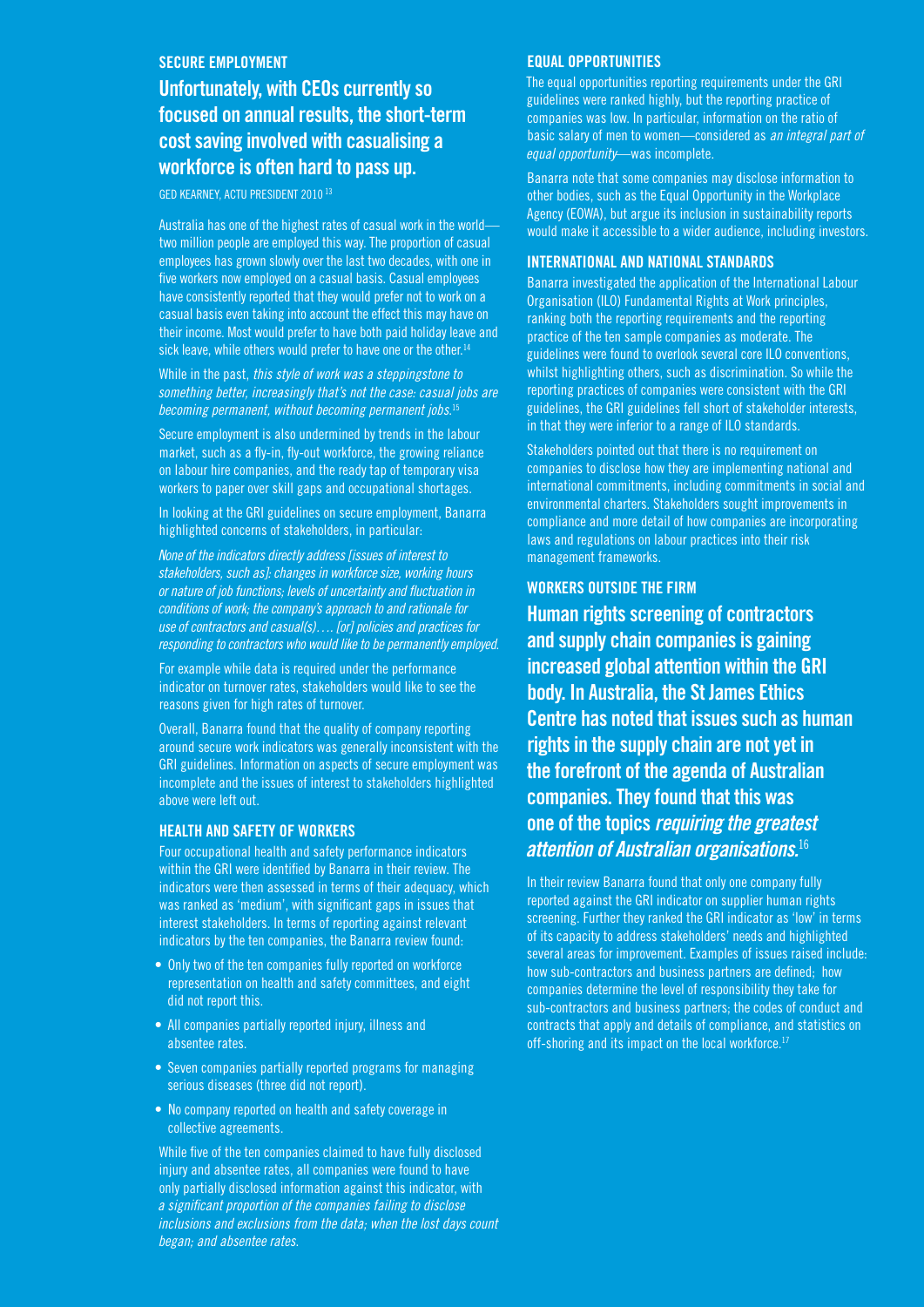## SECURE EMPLOYMENT

### Unfortunately, with CEOs currently so focused on annual results, the short-term cost saving involved with casualising a workforce is often hard to pass up.

GED KEARNEY, ACTU PRESIDENT 2010 [13]

Australia has one of the highest rates of casual work in the world—two million people are employed this way. The proportion of casual employees has grown slowly over the last two decades, with one in five workers now employed on a casual basis. Casual employees have consistently reported that they would prefer not to work on a casual basis even taking into account the effect this may have on their income. Most would prefer to have both paid holiday leave and sick leave, while others would prefer to have one or the other.[14]

While in the past, *this style of work was a steppingstone to something better, increasingly that's not the case: casual jobs are becoming permanent, without becoming permanent jobs.*[15]

Secure employment is also undermined by trends in the labour market, such as a fly-in, fly-out workforce, the growing reliance on labour hire companies, and the ready tap of temporary visa workers to paper over skill gaps and occupational shortages.

In looking at the GRI guidelines on secure employment, Banarra highlighted concerns of stakeholders, in particular:

*None of the indicators directly address [issues of interest to stakeholders, such as]: changes in workforce size, working hours or nature of job functions; levels of uncertainty and fluctuation in conditions of work; the company's approach to and rationale for use of contractors and casual(s)…. [or] policies and practices for responding to contractors who would like to be permanently employed.*

For example while data is required under the performance indicator on turnover rates, stakeholders would like to see the reasons given for high rates of turnover.

Overall, Banarra found that the quality of company reporting around secure work indicators was generally inconsistent with the GRI guidelines. Information on aspects of secure employment was incomplete and the issues of interest to stakeholders highlighted above were left out.

## HEALTH AND SAFETY OF WORKERS

Four occupational health and safety performance indicators within the GRI were identified by Banarra in their review. The indicators were then assessed in terms of their adequacy, which was ranked as 'medium', with significant gaps in issues that interest stakeholders. In terms of reporting against relevant indicators by the ten companies, the Banarra review found:

- Only two of the ten companies fully reported on workforce representation on health and safety committees, and eight did not report this.
- All companies partially reported injury, illness and absentee rates.
- Seven companies partially reported programs for managing serious diseases (three did not report).
- No company reported on health and safety coverage in collective agreements.

While five of the ten companies claimed to have fully disclosed injury and absentee rates, all companies were found to have only partially disclosed information against this indicator, with *a significant proportion of the companies failing to disclose inclusions and exclusions from the data; when the lost days count began; and absentee rates.*

## EQUAL OPPORTUNITIES

The equal opportunities reporting requirements under the GRI guidelines were ranked highly, but the reporting practice of companies was low. In particular, information on the ratio of basic salary of men to women—considered as *an integral part of equal opportunity*—was incomplete.

Banarra note that some companies may disclose information to other bodies, such as the Equal Opportunity in the Workplace Agency (EOWA), but argue its inclusion in sustainability reports would make it accessible to a wider audience, including investors.

## INTERNATIONAL AND NATIONAL STANDARDS

Banarra investigated the application of the International Labour Organisation (ILO) Fundamental Rights at Work principles, ranking both the reporting requirements and the reporting practice of the ten sample companies as moderate. The guidelines were found to overlook several core ILO conventions, whilst highlighting others, such as discrimination. So while the reporting practices of companies were consistent with the GRI guidelines, the GRI guidelines fell short of stakeholder interests, in that they were inferior to a range of ILO standards.

Stakeholders pointed out that there is no requirement on companies to disclose how they are implementing national and international commitments, including commitments in social and environmental charters. Stakeholders sought improvements in compliance and more detail of how companies are incorporating laws and regulations on labour practices into their risk management frameworks.

## WORKERS OUTSIDE THE FIRM

### Human rights screening of contractors and supply chain companies is gaining increased global attention within the GRI body. In Australia, the St James Ethics Centre has noted that issues such as human rights in the supply chain are not yet in the forefront of the agenda of Australian companies. They found that this was one of the topics *requiring the greatest attention of Australian organisations.*[16]

In their review Banarra found that only one company fully reported against the GRI indicator on supplier human rights screening. Further they ranked the GRI indicator as 'low' in terms of its capacity to address stakeholders' needs and highlighted several areas for improvement. Examples of issues raised include: how sub-contractors and business partners are defined; how companies determine the level of responsibility they take for sub-contractors and business partners; the codes of conduct and contracts that apply and details of compliance, and statistics on off-shoring and its impact on the local workforce.[17]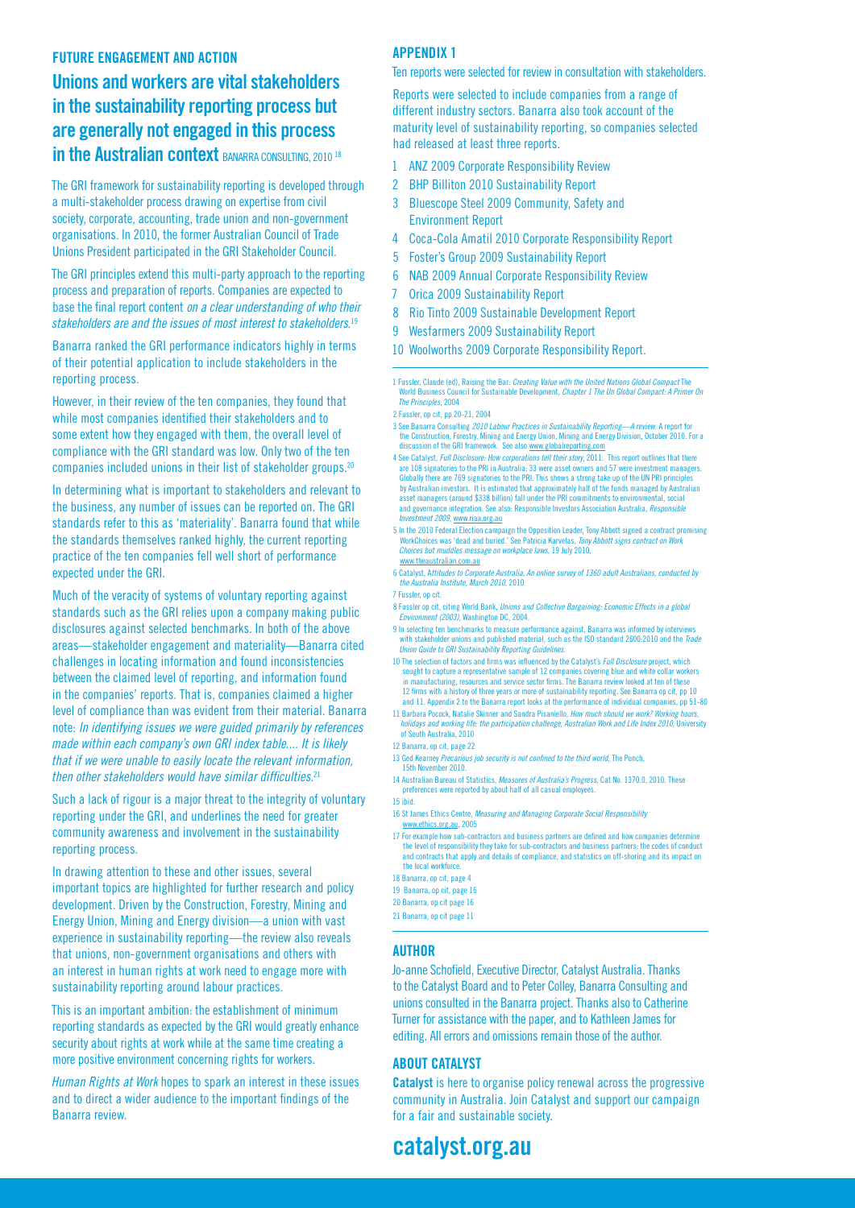## FUTURE ENGAGEMENT AND ACTION

### Unions and workers are vital stakeholders in the sustainability reporting process but are generally not engaged in this process in the Australian context BANARRA CONSULTING, 2010 [18]

The GRI framework for sustainability reporting is developed through a multi-stakeholder process drawing on expertise from civil society, corporate, accounting, trade union and non-government organisations. In 2010, the former Australian Council of Trade Unions President participated in the GRI Stakeholder Council.

The GRI principles extend this multi-party approach to the reporting process and preparation of reports. Companies are expected to base the final report content *on a clear understanding of who their stakeholders are and the issues of most interest to stakeholders.*[19]

Banarra ranked the GRI performance indicators highly in terms of their potential application to include stakeholders in the reporting process.

However, in their review of the ten companies, they found that while most companies identified their stakeholders and to some extent how they engaged with them, the overall level of compliance with the GRI standard was low. Only two of the ten companies included unions in their list of stakeholder groups.[20]

In determining what is important to stakeholders and relevant to the business, any number of issues can be reported on. The GRI standards refer to this as 'materiality'. Banarra found that while the standards themselves ranked highly, the current reporting practice of the ten companies fell well short of performance expected under the GRI.

Much of the veracity of systems of voluntary reporting against standards such as the GRI relies upon a company making public disclosures against selected benchmarks. In both of the above areas—stakeholder engagement and materiality—Banarra cited challenges in locating information and found inconsistencies between the claimed level of reporting, and information found in the companies' reports. That is, companies claimed a higher level of compliance than was evident from their material. Banarra note: *In identifying issues we were guided primarily by references made within each company's own GRI index table.... It is likely that if we were unable to easily locate the relevant information, then other stakeholders would have similar difficulties.*[21]

Such a lack of rigour is a major threat to the integrity of voluntary reporting under the GRI, and underlines the need for greater community awareness and involvement in the sustainability reporting process.

In drawing attention to these and other issues, several important topics are highlighted for further research and policy development. Driven by the Construction, Forestry, Mining and Energy Union, Mining and Energy division—a union with vast experience in sustainability reporting—the review also reveals that unions, non-government organisations and others with an interest in human rights at work need to engage more with sustainability reporting around labour practices.

This is an important ambition: the establishment of minimum reporting standards as expected by the GRI would greatly enhance security about rights at work while at the same time creating a more positive environment concerning rights for workers.

*Human Rights at Work* hopes to spark an interest in these issues and to direct a wider audience to the important findings of the Banarra review.

## APPENDIX 1

Ten reports were selected for review in consultation with stakeholders.

Reports were selected to include companies from a range of different industry sectors. Banarra also took account of the maturity level of sustainability reporting, so companies selected had released at least three reports.

1. ANZ 2009 Corporate Responsibility Review
2. BHP Billiton 2010 Sustainability Report
3. Bluescope Steel 2009 Community, Safety and Environment Report
4. Coca-Cola Amatil 2010 Corporate Responsibility Report
5. Foster's Group 2009 Sustainability Report
6. NAB 2009 Annual Corporate Responsibility Review
7. Orica 2009 Sustainability Report
8. Rio Tinto 2009 Sustainable Development Report
9. Wesfarmers 2009 Sustainability Report
10. Woolworths 2009 Corporate Responsibility Report.

1 Fussler, Claude (ed), Raising the Bar: *Creating Value with the United Nations Global Compact* The World Business Council for Sustainable Development, *Chapter 1 The Un Global Compact: A Primer On The Principles*, 2004

2 Fussler, op cit, pp 20-21, 2004

3 See Banarra Consulting *2010 Labour Practices in Sustainability Reporting—A review*. A report for the Construction, Forestry, Mining and Energy Union, Mining and Energy Division, October 2010. For a discussion of the GRI framework. See also www.globalreporting.com

4 See Catalyst, *Full Disclosure: How corporations tell their story*, 2011. This report outlines that there are 108 signatories to the PRI in Australia: 33 were asset owners and 57 were investment managers. Globally there are 769 signatories to the PRI. This shows a strong take up of the UN PRI principles by Australian investors. It is estimated that approximately half of the funds managed by Australian asset managers (around $338 billion) fall under the PRI commitments to environmental, social and governance integration. See also: Responsible Investors Association Australia, *Responsible Investment 2009*, www.riaa.org.au

5 In the 2010 Federal Election campaign the Opposition Leader, Tony Abbott signed a contract promising WorkChoices was 'dead and buried.' See Patricia Karvelas, *Tony Abbott signs contract on Work Choices but muddles message on workplace laws*, 19 July 2010, www.theaustralian.com.au

6 Catalyst, *Attitudes to Corporate Australia, An online survey of 1360 adult Australians, conducted by the Australia Institute, March 2010*, 2010

7 Fussler, op cit.

8 Fussler op cit, citing World Bank, *Unions and Collective Bargaining: Economic Effects in a global Environment (2003)*, Washington DC, 2004.

9 In selecting ten benchmarks to measure performance against, Banarra was informed by interviews with stakeholder unions and published material, such as the ISO standard 2600:2010 and the *Trade Union Guide to GRI Sustainability Reporting Guidelines*.

10 The selection of factors and firms was influenced by the Catalyst's *Full Disclosure* project, which sought to capture a representative sample of 12 companies covering blue and white collar workers in manufacturing, resources and service sector firms. The Banarra review looked at ten of these 12 firms with a history of three years or more of sustainability reporting. See Banarra op cit, pp 10 and 11. Appendix 2 to the Banarra report looks at the performance of individual companies, pp 51-80

11 Barbara Pocock, Natalie Skinner and Sandra Pisaniello, *How much should we work? Working hours, holidays and working life: the participation challenge, Australian Work and Life Index 2010*, University of South Australia, 2010

12 Banarra, op cit, page 22

13 Ged Kearney *Precarious job security is not confined to the third world*, The Punch, 15th November 2010.

14 Australian Bureau of Statistics, *Measures of Australia's Progress*, Cat No. 1370.0, 2010. These preferences were reported by about half of all casual employees.

15 ibid.

16 St James Ethics Centre, *Measuring and Managing Corporate Social Responsibility* www.ethics.org.au, 2005

17 For example how sub-contractors and business partners are defined and how companies determine the level of responsibility they take for sub-contractors and business partners; the codes of conduct and contracts that apply and details of compliance, and statistics on off-shoring and its impact on the local workforce.

18 Banarra, op cit, page 4

19 Banarra, op cit, page 16

20 Banarra, op cit page 16

21 Banarra, op cit page 11

## AUTHOR

Jo-anne Schofield, Executive Director, Catalyst Australia. Thanks to the Catalyst Board and to Peter Colley, Banarra Consulting and unions consulted in the Banarra project. Thanks also to Catherine Turner for assistance with the paper, and to Kathleen James for editing. All errors and omissions remain those of the author.

## ABOUT CATALYST

**Catalyst** is here to organise policy renewal across the progressive community in Australia. Join Catalyst and support our campaign for a fair and sustainable society.

# catalyst.org.au